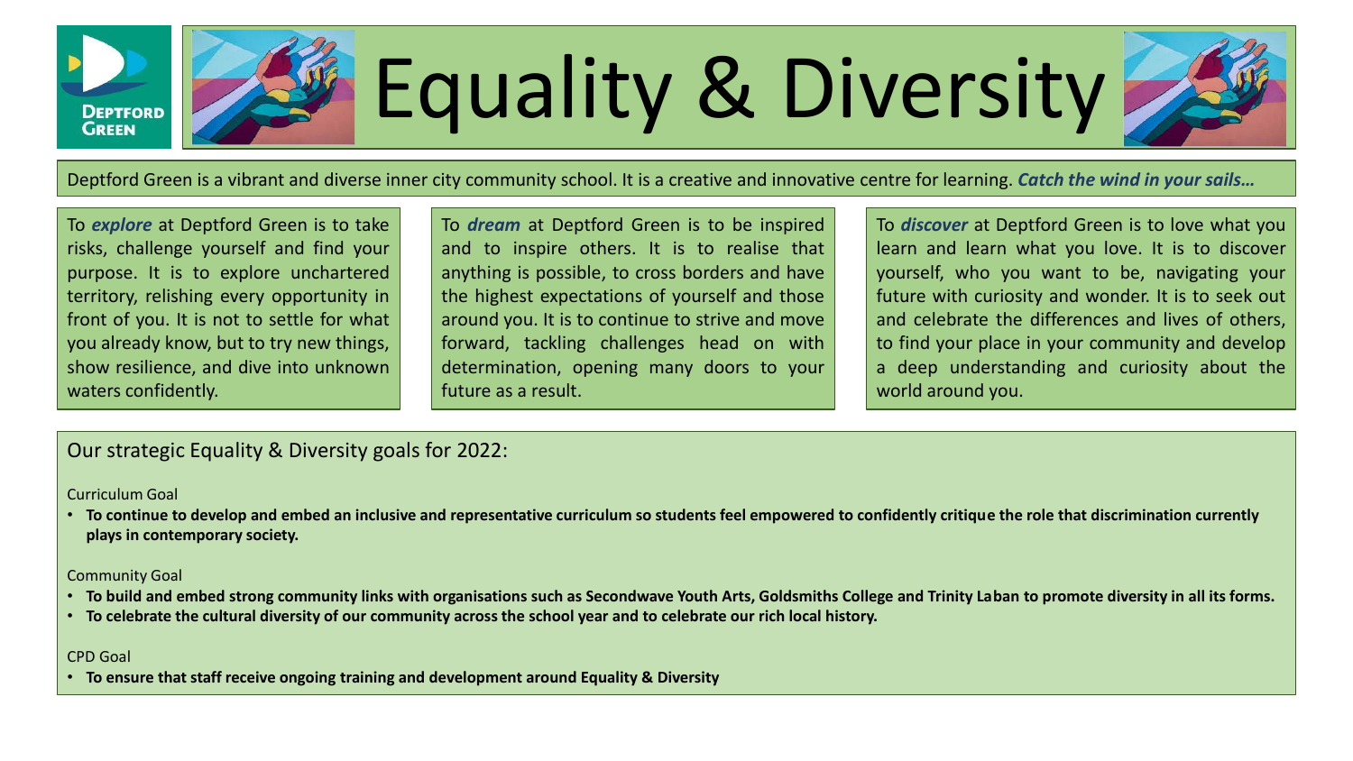# Equality & Diversity

Deptford Green is a vibrant and diverse inner city community school. It is a creative and innovative centre for learning. ***Catch the wind in your sails…***

To ***explore*** at Deptford Green is to take risks, challenge yourself and find your purpose. It is to explore unchartered territory, relishing every opportunity in front of you. It is not to settle for what you already know, but to try new things, show resilience, and dive into unknown waters confidently.

To ***dream*** at Deptford Green is to be inspired and to inspire others. It is to realise that anything is possible, to cross borders and have the highest expectations of yourself and those around you. It is to continue to strive and move forward, tackling challenges head on with determination, opening many doors to your future as a result.

To ***discover*** at Deptford Green is to love what you learn and learn what you love. It is to discover yourself, who you want to be, navigating your future with curiosity and wonder. It is to seek out and celebrate the differences and lives of others, to find your place in your community and develop a deep understanding and curiosity about the world around you.

## Our strategic Equality & Diversity goals for 2022:

Curriculum Goal

- **To continue to develop and embed an inclusive and representative curriculum so students feel empowered to confidently critique the role that discrimination currently plays in contemporary society.**

Community Goal

- **To build and embed strong community links with organisations such as Secondwave Youth Arts, Goldsmiths College and Trinity Laban to promote diversity in all its forms.**
- **To celebrate the cultural diversity of our community across the school year and to celebrate our rich local history.**

CPD Goal

- **To ensure that staff receive ongoing training and development around Equality & Diversity**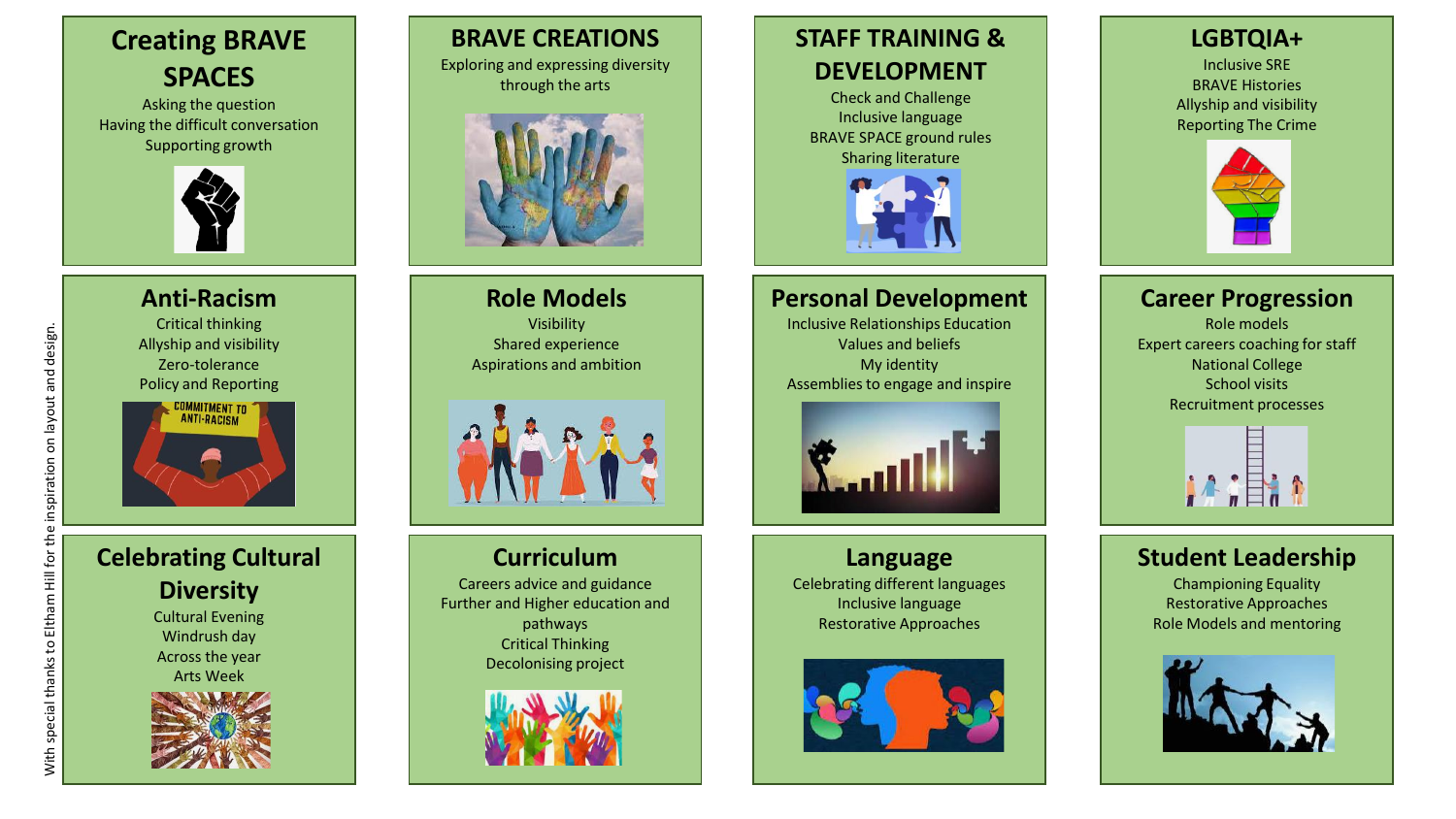## Creating BRAVE SPACES

Asking the question
Having the difficult conversation
Supporting growth

## BRAVE CREATIONS

Exploring and expressing diversity through the arts

## STAFF TRAINING & DEVELOPMENT

Check and Challenge
Inclusive language
BRAVE SPACE ground rules
Sharing literature

## LGBTQIA+

Inclusive SRE
BRAVE Histories
Allyship and visibility
Reporting The Crime

## Anti-Racism

Critical thinking
Allyship and visibility
Zero-tolerance
Policy and Reporting

## Role Models

Visibility
Shared experience
Aspirations and ambition

## Personal Development

Inclusive Relationships Education
Values and beliefs
My identity
Assemblies to engage and inspire

## Career Progression

Role models
Expert careers coaching for staff
National College
School visits
Recruitment processes

## Celebrating Cultural Diversity

Cultural Evening
Windrush day
Across the year
Arts Week

## Curriculum

Careers advice and guidance
Further and Higher education and pathways
Critical Thinking
Decolonising project

## Language

Celebrating different languages
Inclusive language
Restorative Approaches

## Student Leadership

Championing Equality
Restorative Approaches
Role Models and mentoring

With special thanks to Eltham Hill for the inspiration on layout and design.